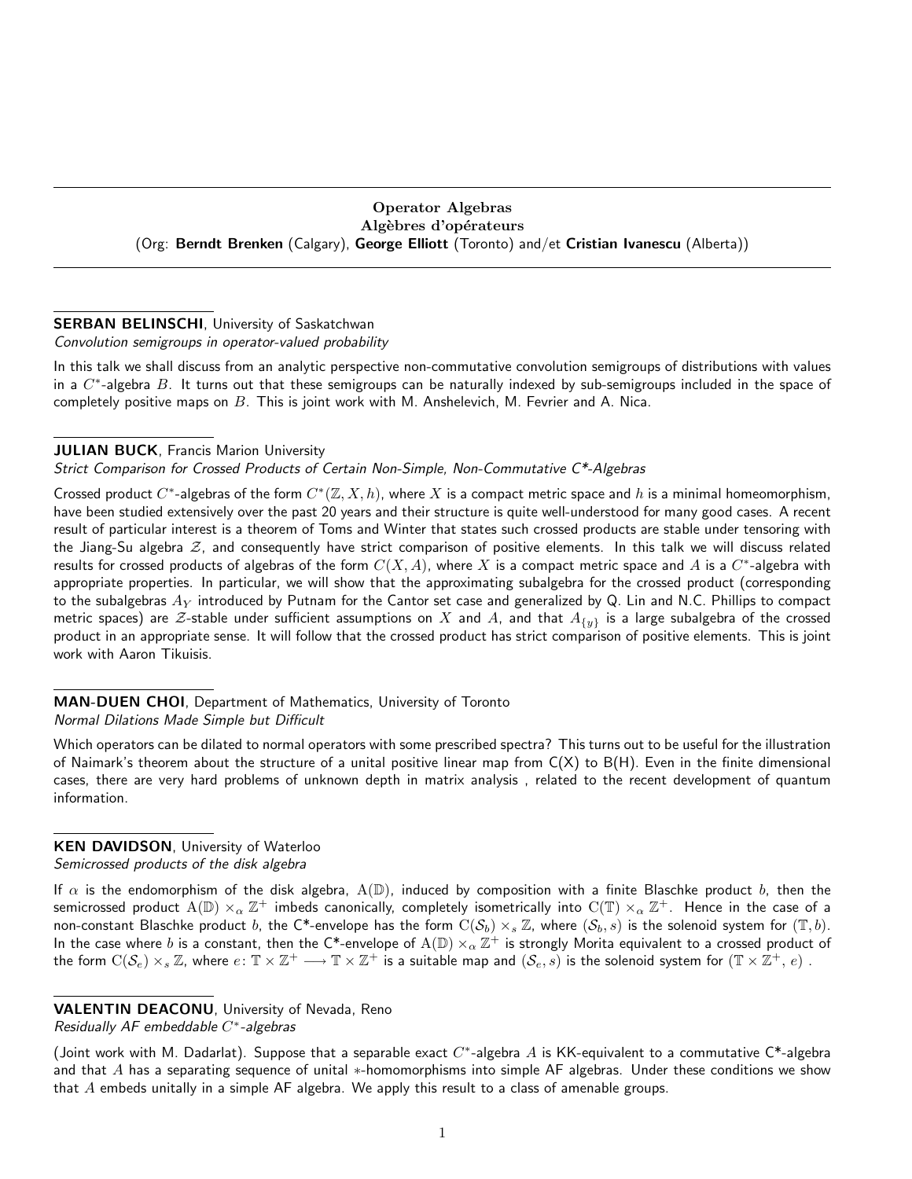# Operator Algebras
# Algèbres d'opérateurs

(Org: **Berndt Brenken** (Calgary), **George Elliott** (Toronto) and/et **Cristian Ivanescu** (Alberta))

---

**SERBAN BELINSCHI**, University of Saskatchwan
*Convolution semigroups in operator-valued probability*

In this talk we shall discuss from an analytic perspective non-commutative convolution semigroups of distributions with values in a $C^*$-algebra $B$. It turns out that these semigroups can be naturally indexed by sub-semigroups included in the space of completely positive maps on $B$. This is joint work with M. Anshelevich, M. Fevrier and A. Nica.

---

**JULIAN BUCK**, Francis Marion University
*Strict Comparison for Crossed Products of Certain Non-Simple, Non-Commutative C\*-Algebras*

Crossed product $C^*$-algebras of the form $C^*(\mathbb{Z}, X, h)$, where $X$ is a compact metric space and $h$ is a minimal homeomorphism, have been studied extensively over the past 20 years and their structure is quite well-understood for many good cases. A recent result of particular interest is a theorem of Toms and Winter that states such crossed products are stable under tensoring with the Jiang-Su algebra $\mathcal{Z}$, and consequently have strict comparison of positive elements. In this talk we will discuss related results for crossed products of algebras of the form $C(X, A)$, where $X$ is a compact metric space and $A$ is a $C^*$-algebra with appropriate properties. In particular, we will show that the approximating subalgebra for the crossed product (corresponding to the subalgebras $A_Y$ introduced by Putnam for the Cantor set case and generalized by Q. Lin and N.C. Phillips to compact metric spaces) are $\mathcal{Z}$-stable under sufficient assumptions on $X$ and $A$, and that $A_{\{y\}}$ is a large subalgebra of the crossed product in an appropriate sense. It will follow that the crossed product has strict comparison of positive elements. This is joint work with Aaron Tikuisis.

---

**MAN-DUEN CHOI**, Department of Mathematics, University of Toronto
*Normal Dilations Made Simple but Difficult*

Which operators can be dilated to normal operators with some prescribed spectra? This turns out to be useful for the illustration of Naimark's theorem about the structure of a unital positive linear map from C(X) to B(H). Even in the finite dimensional cases, there are very hard problems of unknown depth in matrix analysis , related to the recent development of quantum information.

---

**KEN DAVIDSON**, University of Waterloo
*Semicrossed products of the disk algebra*

If $\alpha$ is the endomorphism of the disk algebra, $\mathrm{A}(\mathbb{D})$, induced by composition with a finite Blaschke product $b$, then the semicrossed product $\mathrm{A}(\mathbb{D}) \times_\alpha \mathbb{Z}^+$ imbeds canonically, completely isometrically into $\mathrm{C}(\mathbb{T}) \times_\alpha \mathbb{Z}^+$. Hence in the case of a non-constant Blaschke product $b$, the C\*-envelope has the form $\mathrm{C}(\mathcal{S}_b) \times_s \mathbb{Z}$, where $(\mathcal{S}_b, s)$ is the solenoid system for $(\mathbb{T}, b)$. In the case where $b$ is a constant, then the C\*-envelope of $\mathrm{A}(\mathbb{D}) \times_\alpha \mathbb{Z}^+$ is strongly Morita equivalent to a crossed product of the form $\mathrm{C}(\mathcal{S}_e) \times_s \mathbb{Z}$, where $e\colon \mathbb{T} \times \mathbb{Z}^+ \longrightarrow \mathbb{T} \times \mathbb{Z}^+$ is a suitable map and $(\mathcal{S}_e, s)$ is the solenoid system for $(\mathbb{T} \times \mathbb{Z}^+, e)$ .

---

**VALENTIN DEACONU**, University of Nevada, Reno
*Residually AF embeddable $C^*$-algebras*

(Joint work with M. Dadarlat). Suppose that a separable exact $C^*$-algebra $A$ is KK-equivalent to a commutative C\*-algebra and that $A$ has a separating sequence of unital $*$-homomorphisms into simple AF algebras. Under these conditions we show that $A$ embeds unitally in a simple AF algebra. We apply this result to a class of amenable groups.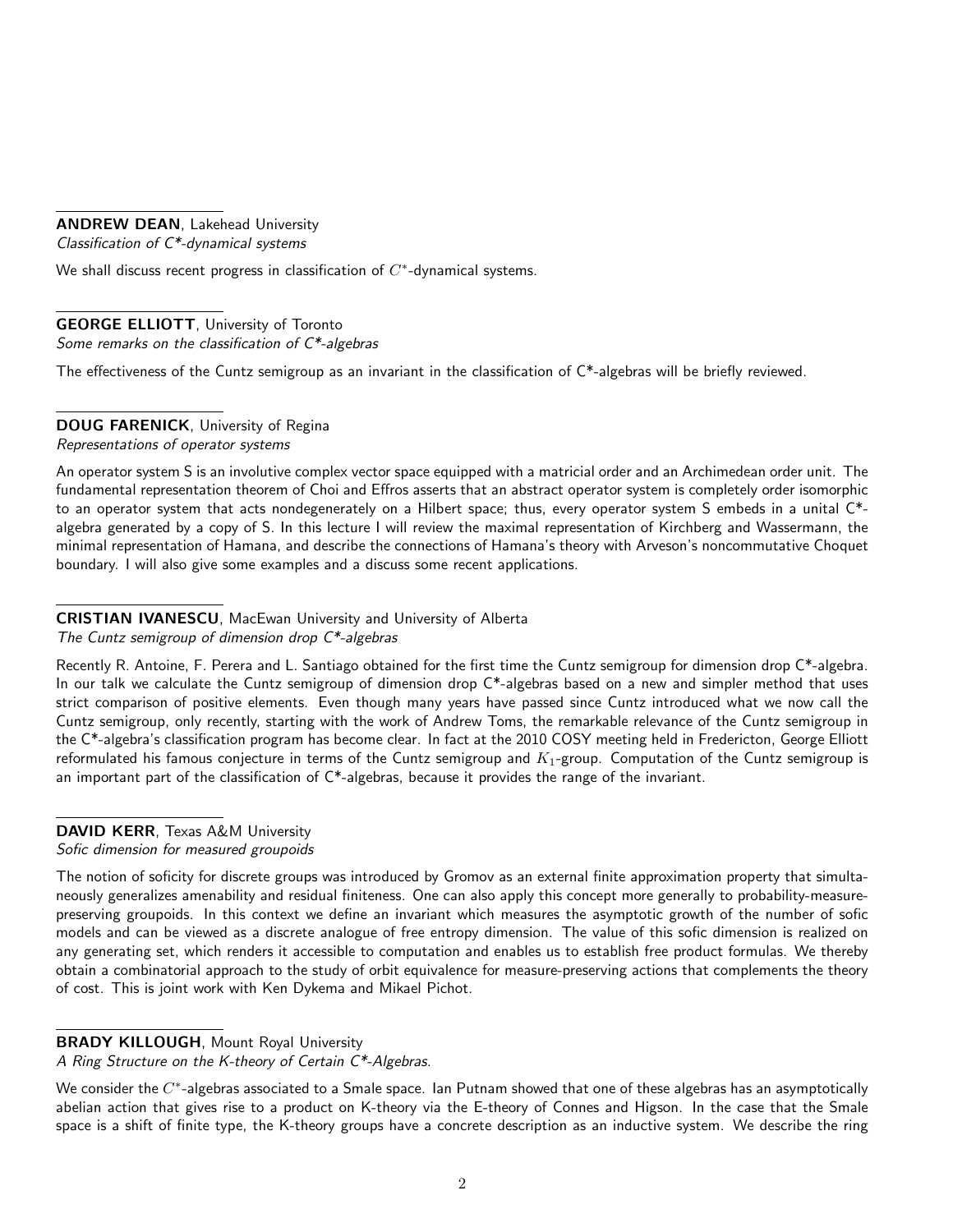**ANDREW DEAN**, Lakehead University
*Classification of C\*-dynamical systems*

We shall discuss recent progress in classification of $C^*$-dynamical systems.

**GEORGE ELLIOTT**, University of Toronto
*Some remarks on the classification of C\*-algebras*

The effectiveness of the Cuntz semigroup as an invariant in the classification of C*-algebras will be briefly reviewed.

**DOUG FARENICK**, University of Regina
*Representations of operator systems*

An operator system S is an involutive complex vector space equipped with a matricial order and an Archimedean order unit. The fundamental representation theorem of Choi and Effros asserts that an abstract operator system is completely order isomorphic to an operator system that acts nondegenerately on a Hilbert space; thus, every operator system S embeds in a unital C*-algebra generated by a copy of S. In this lecture I will review the maximal representation of Kirchberg and Wassermann, the minimal representation of Hamana, and describe the connections of Hamana's theory with Arveson's noncommutative Choquet boundary. I will also give some examples and a discuss some recent applications.

**CRISTIAN IVANESCU**, MacEwan University and University of Alberta
*The Cuntz semigroup of dimension drop C\*-algebras*

Recently R. Antoine, F. Perera and L. Santiago obtained for the first time the Cuntz semigroup for dimension drop C*-algebra. In our talk we calculate the Cuntz semigroup of dimension drop C*-algebras based on a new and simpler method that uses strict comparison of positive elements. Even though many years have passed since Cuntz introduced what we now call the Cuntz semigroup, only recently, starting with the work of Andrew Toms, the remarkable relevance of the Cuntz semigroup in the C*-algebra's classification program has become clear. In fact at the 2010 COSY meeting held in Fredericton, George Elliott reformulated his famous conjecture in terms of the Cuntz semigroup and $K_1$-group. Computation of the Cuntz semigroup is an important part of the classification of C*-algebras, because it provides the range of the invariant.

**DAVID KERR**, Texas A&M University
*Sofic dimension for measured groupoids*

The notion of soficity for discrete groups was introduced by Gromov as an external finite approximation property that simultaneously generalizes amenability and residual finiteness. One can also apply this concept more generally to probability-measure-preserving groupoids. In this context we define an invariant which measures the asymptotic growth of the number of sofic models and can be viewed as a discrete analogue of free entropy dimension. The value of this sofic dimension is realized on any generating set, which renders it accessible to computation and enables us to establish free product formulas. We thereby obtain a combinatorial approach to the study of orbit equivalence for measure-preserving actions that complements the theory of cost. This is joint work with Ken Dykema and Mikael Pichot.

**BRADY KILLOUGH**, Mount Royal University
*A Ring Structure on the K-theory of Certain C\*-Algebras.*

We consider the $C^*$-algebras associated to a Smale space. Ian Putnam showed that one of these algebras has an asymptotically abelian action that gives rise to a product on K-theory via the E-theory of Connes and Higson. In the case that the Smale space is a shift of finite type, the K-theory groups have a concrete description as an inductive system. We describe the ring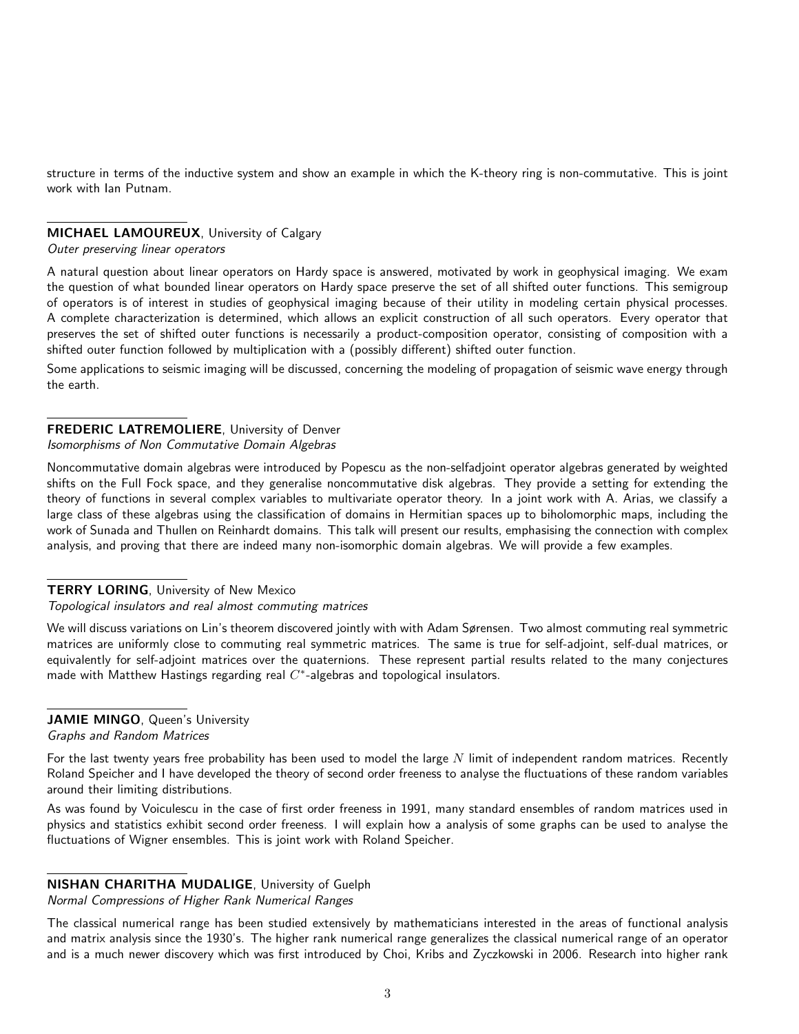structure in terms of the inductive system and show an example in which the K-theory ring is non-commutative. This is joint work with Ian Putnam.

**MICHAEL LAMOUREUX**, University of Calgary
*Outer preserving linear operators*

A natural question about linear operators on Hardy space is answered, motivated by work in geophysical imaging. We exam the question of what bounded linear operators on Hardy space preserve the set of all shifted outer functions. This semigroup of operators is of interest in studies of geophysical imaging because of their utility in modeling certain physical processes. A complete characterization is determined, which allows an explicit construction of all such operators. Every operator that preserves the set of shifted outer functions is necessarily a product-composition operator, consisting of composition with a shifted outer function followed by multiplication with a (possibly different) shifted outer function.

Some applications to seismic imaging will be discussed, concerning the modeling of propagation of seismic wave energy through the earth.

**FREDERIC LATREMOLIERE**, University of Denver
*Isomorphisms of Non Commutative Domain Algebras*

Noncommutative domain algebras were introduced by Popescu as the non-selfadjoint operator algebras generated by weighted shifts on the Full Fock space, and they generalise noncommutative disk algebras. They provide a setting for extending the theory of functions in several complex variables to multivariate operator theory. In a joint work with A. Arias, we classify a large class of these algebras using the classification of domains in Hermitian spaces up to biholomorphic maps, including the work of Sunada and Thullen on Reinhardt domains. This talk will present our results, emphasising the connection with complex analysis, and proving that there are indeed many non-isomorphic domain algebras. We will provide a few examples.

**TERRY LORING**, University of New Mexico
*Topological insulators and real almost commuting matrices*

We will discuss variations on Lin's theorem discovered jointly with with Adam Sørensen. Two almost commuting real symmetric matrices are uniformly close to commuting real symmetric matrices. The same is true for self-adjoint, self-dual matrices, or equivalently for self-adjoint matrices over the quaternions. These represent partial results related to the many conjectures made with Matthew Hastings regarding real $C^*$-algebras and topological insulators.

**JAMIE MINGO**, Queen's University
*Graphs and Random Matrices*

For the last twenty years free probability has been used to model the large $N$ limit of independent random matrices. Recently Roland Speicher and I have developed the theory of second order freeness to analyse the fluctuations of these random variables around their limiting distributions.

As was found by Voiculescu in the case of first order freeness in 1991, many standard ensembles of random matrices used in physics and statistics exhibit second order freeness. I will explain how a analysis of some graphs can be used to analyse the fluctuations of Wigner ensembles. This is joint work with Roland Speicher.

**NISHAN CHARITHA MUDALIGE**, University of Guelph
*Normal Compressions of Higher Rank Numerical Ranges*

The classical numerical range has been studied extensively by mathematicians interested in the areas of functional analysis and matrix analysis since the 1930's. The higher rank numerical range generalizes the classical numerical range of an operator and is a much newer discovery which was first introduced by Choi, Kribs and Zyczkowski in 2006. Research into higher rank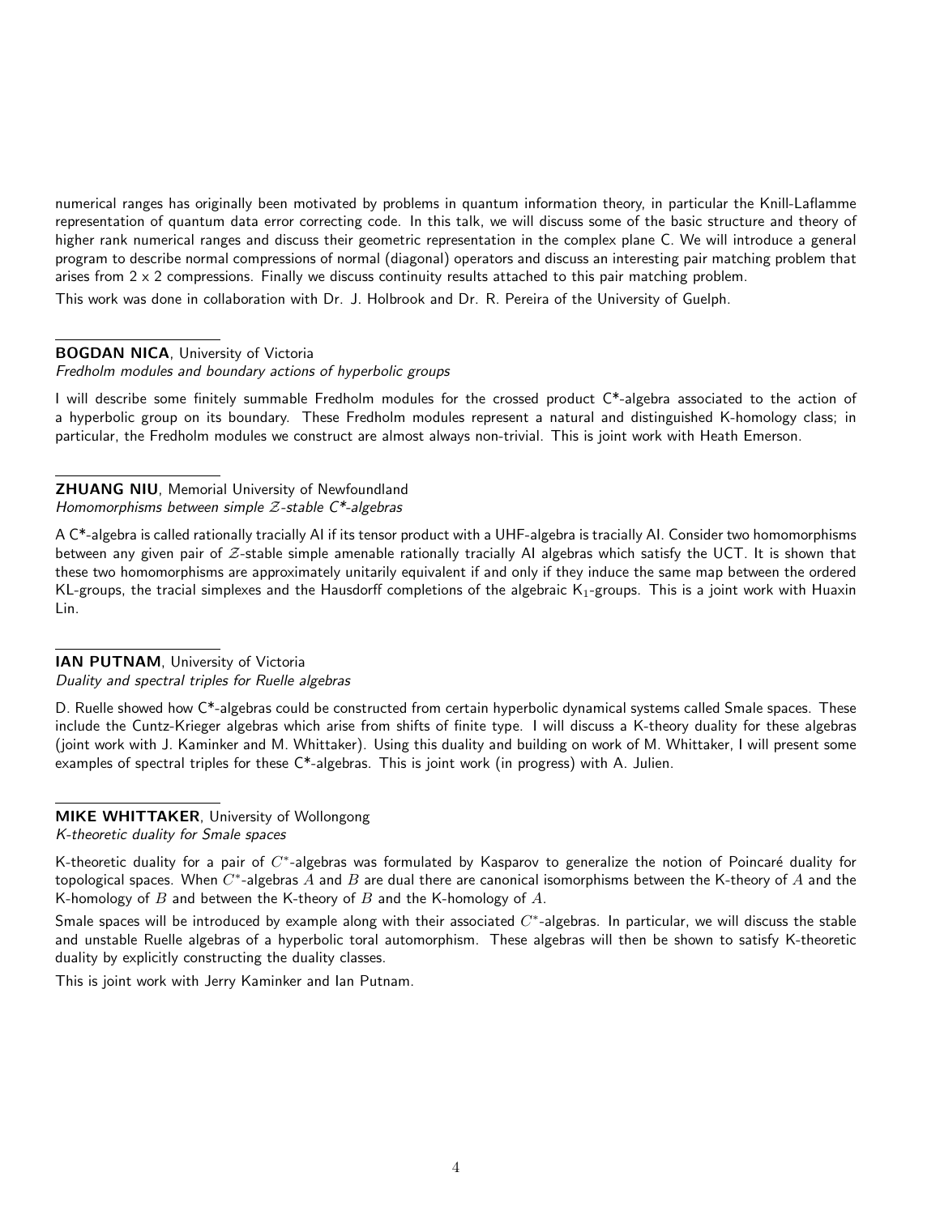numerical ranges has originally been motivated by problems in quantum information theory, in particular the Knill-Laflamme representation of quantum data error correcting code. In this talk, we will discuss some of the basic structure and theory of higher rank numerical ranges and discuss their geometric representation in the complex plane C. We will introduce a general program to describe normal compressions of normal (diagonal) operators and discuss an interesting pair matching problem that arises from 2 x 2 compressions. Finally we discuss continuity results attached to this pair matching problem.

This work was done in collaboration with Dr. J. Holbrook and Dr. R. Pereira of the University of Guelph.

---

**BOGDAN NICA**, University of Victoria
*Fredholm modules and boundary actions of hyperbolic groups*

I will describe some finitely summable Fredholm modules for the crossed product C*-algebra associated to the action of a hyperbolic group on its boundary. These Fredholm modules represent a natural and distinguished K-homology class; in particular, the Fredholm modules we construct are almost always non-trivial. This is joint work with Heath Emerson.

---

**ZHUANG NIU**, Memorial University of Newfoundland
*Homomorphisms between simple $\mathcal{Z}$-stable C*-algebras*

A C*-algebra is called rationally tracially AI if its tensor product with a UHF-algebra is tracially AI. Consider two homomorphisms between any given pair of $\mathcal{Z}$-stable simple amenable rationally tracially AI algebras which satisfy the UCT. It is shown that these two homomorphisms are approximately unitarily equivalent if and only if they induce the same map between the ordered KL-groups, the tracial simplexes and the Hausdorff completions of the algebraic $\mathrm{K}_1$-groups. This is a joint work with Huaxin Lin.

---

**IAN PUTNAM**, University of Victoria
*Duality and spectral triples for Ruelle algebras*

D. Ruelle showed how C*-algebras could be constructed from certain hyperbolic dynamical systems called Smale spaces. These include the Cuntz-Krieger algebras which arise from shifts of finite type. I will discuss a K-theory duality for these algebras (joint work with J. Kaminker and M. Whittaker). Using this duality and building on work of M. Whittaker, I will present some examples of spectral triples for these C*-algebras. This is joint work (in progress) with A. Julien.

---

**MIKE WHITTAKER**, University of Wollongong
*K-theoretic duality for Smale spaces*

K-theoretic duality for a pair of $C^*$-algebras was formulated by Kasparov to generalize the notion of Poincaré duality for topological spaces. When $C^*$-algebras $A$ and $B$ are dual there are canonical isomorphisms between the K-theory of $A$ and the K-homology of $B$ and between the K-theory of $B$ and the K-homology of $A$.

Smale spaces will be introduced by example along with their associated $C^*$-algebras. In particular, we will discuss the stable and unstable Ruelle algebras of a hyperbolic toral automorphism. These algebras will then be shown to satisfy K-theoretic duality by explicitly constructing the duality classes.

This is joint work with Jerry Kaminker and Ian Putnam.